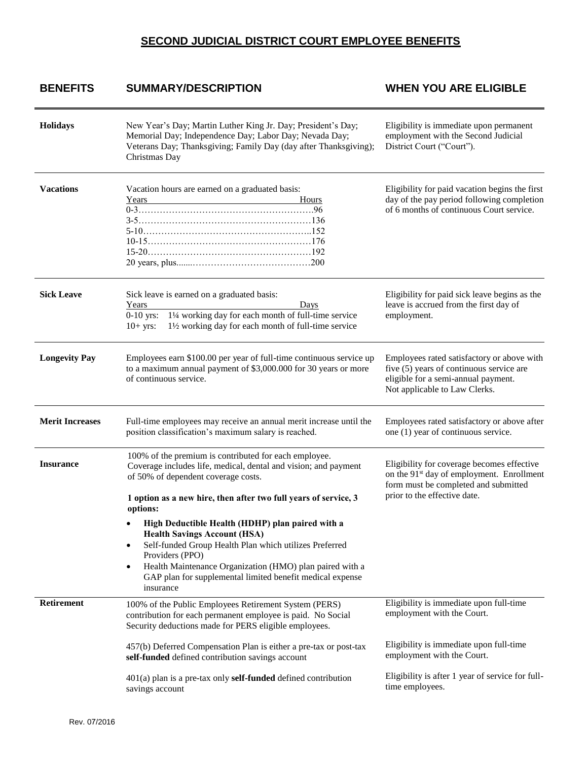# SECOND JUDICIAL DISTRICT COURT EMPLOYEE BENEFITS

| BENEFITS | SUMMARY/DESCRIPTION | WHEN YOU ARE ELIGIBLE |
|---|---|---|
| **Holidays** | New Year's Day; Martin Luther King Jr. Day; President's Day; Memorial Day; Independence Day; Labor Day; Nevada Day; Veterans Day; Thanksgiving; Family Day (day after Thanksgiving); Christmas Day | Eligibility is immediate upon permanent employment with the Second Judicial District Court ("Court"). |
| **Vacations** | Vacation hours are earned on a graduated basis:<br>Years ……… Hours<br>0-3……………………………………………….96<br>3-5……………………………………………136<br>5-10…………………………………………..152<br>10-15…………………………………………176<br>15-20…………………………………………192<br>20 years, plus.......………………………………200 | Eligibility for paid vacation begins the first day of the pay period following completion of 6 months of continuous Court service. |
| **Sick Leave** | Sick leave is earned on a graduated basis:<br>Years ……… Days<br>0-10 yrs: 1¼ working day for each month of full-time service<br>10+ yrs: 1½ working day for each month of full-time service | Eligibility for paid sick leave begins as the leave is accrued from the first day of employment. |
| **Longevity Pay** | Employees earn $100.00 per year of full-time continuous service up to a maximum annual payment of $3,000.000 for 30 years or more of continuous service. | Employees rated satisfactory or above with five (5) years of continuous service are eligible for a semi-annual payment. Not applicable to Law Clerks. |
| **Merit Increases** | Full-time employees may receive an annual merit increase until the position classification's maximum salary is reached. | Employees rated satisfactory or above after one (1) year of continuous service. |
| **Insurance** | 100% of the premium is contributed for each employee. Coverage includes life, medical, dental and vision; and payment of 50% of dependent coverage costs.<br><br>**1 option as a new hire, then after two full years of service, 3 options:**<br>• **High Deductible Health (HDHP) plan paired with a Health Savings Account (HSA)**<br>• Self-funded Group Health Plan which utilizes Preferred Providers (PPO)<br>• Health Maintenance Organization (HMO) plan paired with a GAP plan for supplemental limited benefit medical expense insurance | Eligibility for coverage becomes effective on the 91st day of employment. Enrollment form must be completed and submitted prior to the effective date. |
| **Retirement** | 100% of the Public Employees Retirement System (PERS) contribution for each permanent employee is paid. No Social Security deductions made for PERS eligible employees. | Eligibility is immediate upon full-time employment with the Court. |
| | 457(b) Deferred Compensation Plan is either a pre-tax or post-tax **self-funded** defined contribution savings account | Eligibility is immediate upon full-time employment with the Court. |
| | 401(a) plan is a pre-tax only **self-funded** defined contribution savings account | Eligibility is after 1 year of service for full-time employees. |

Rev. 07/2016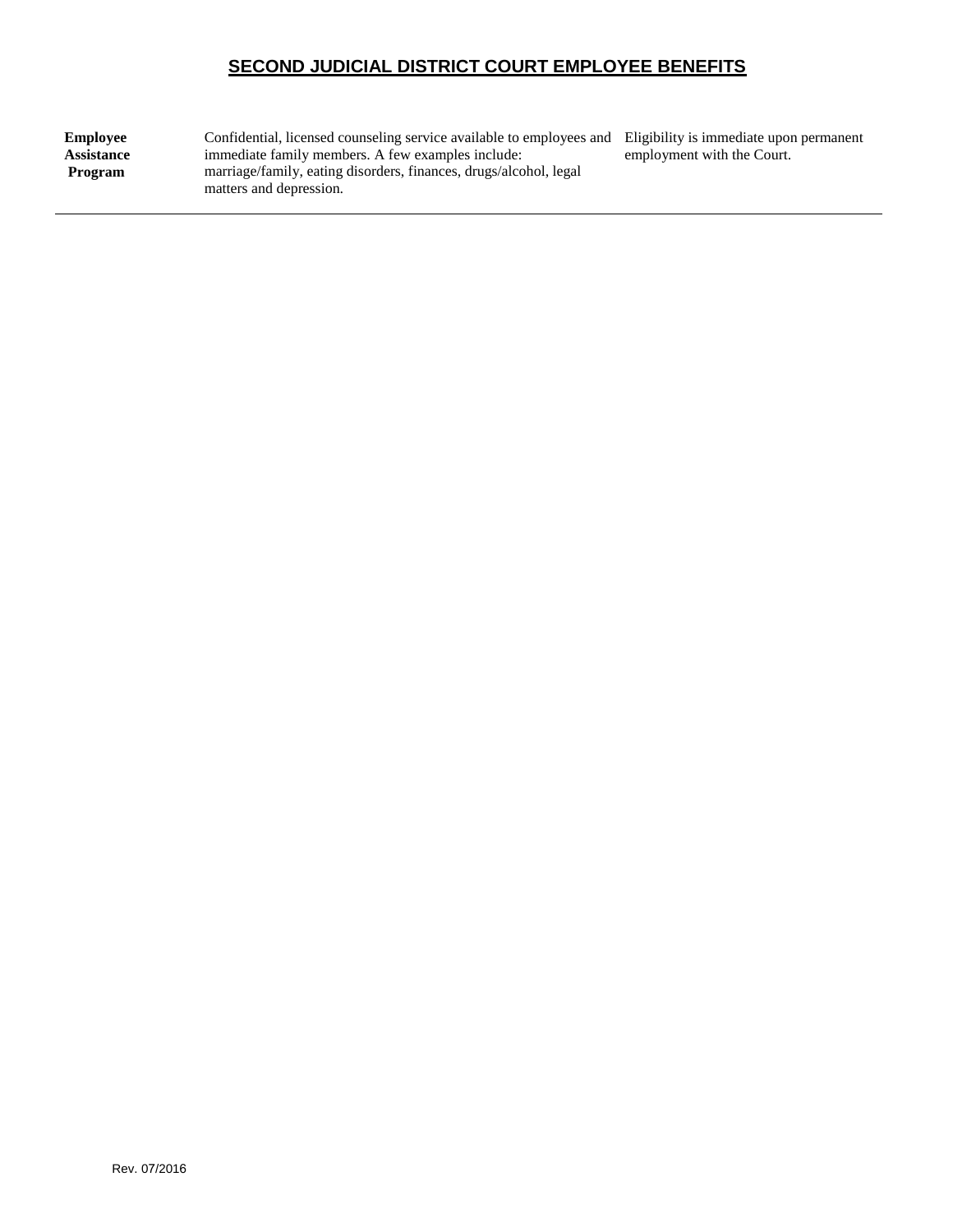## SECOND JUDICIAL DISTRICT COURT EMPLOYEE BENEFITS

| | | |
|---|---|---|
| **Employee Assistance Program** | Confidential, licensed counseling service available to employees and immediate family members. A few examples include: marriage/family, eating disorders, finances, drugs/alcohol, legal matters and depression. | Eligibility is immediate upon permanent employment with the Court. |

Rev. 07/2016